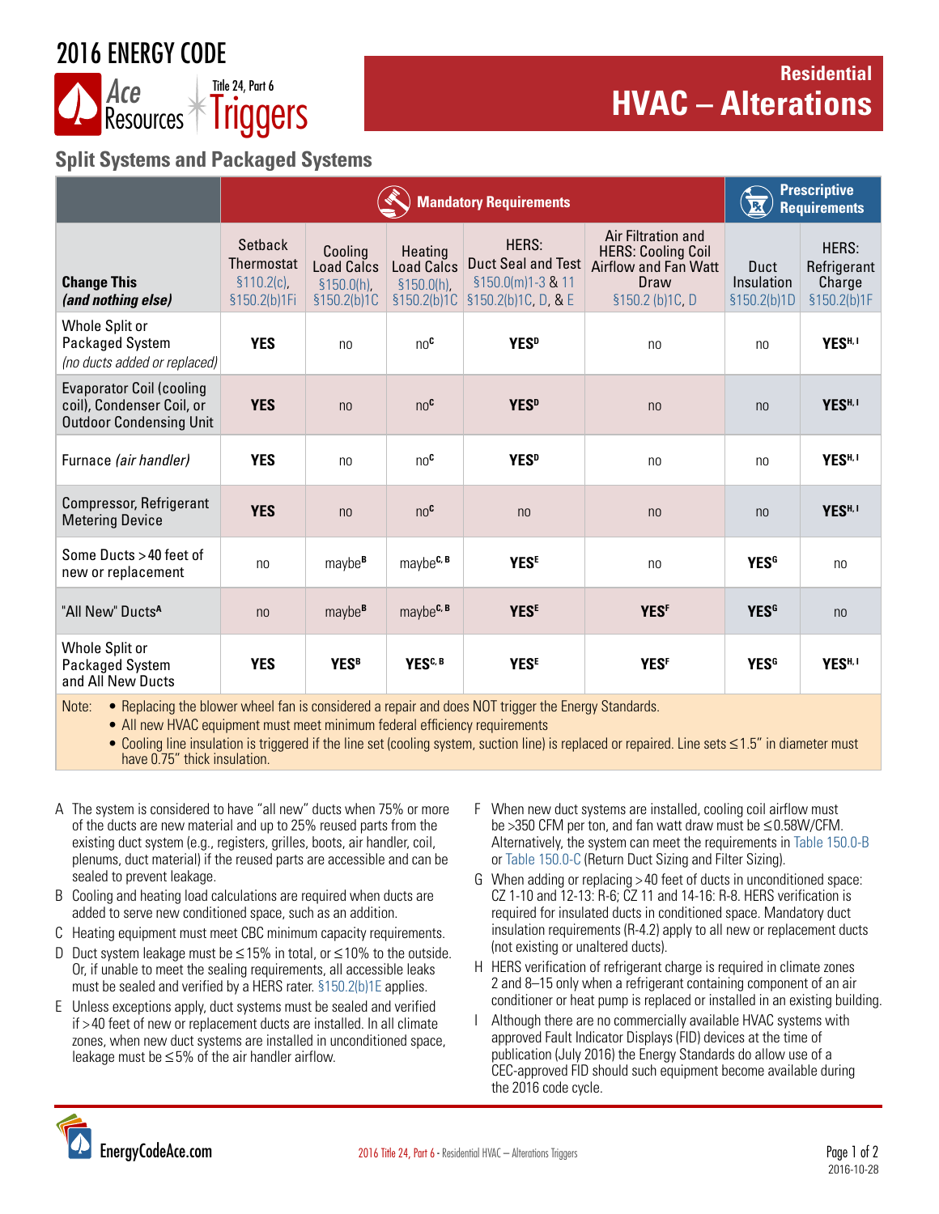# 2016 ENERGY CODE

Ace Resources | Title 24, Part 6 Triggers

## Residential HVAC – Alterations

### Split Systems and Packaged Systems

| Change This *(and nothing else)* | Mandatory Requirements | | | | | Prescriptive Requirements | |
|---|---|---|---|---|---|---|---|
| | Setback Thermostat §110.2(c), §150.2(b)1Fi | Cooling Load Calcs §150.0(h), §150.2(b)1C | Heating Load Calcs §150.0(h), §150.2(b)1C | HERS: Duct Seal and Test §150.0(m)1-3 & 11 §150.2(b)1C, D, & E | Air Filtration and HERS: Cooling Coil Airflow and Fan Watt Draw §150.2 (b)1C, D | Duct Insulation §150.2(b)1D | HERS: Refrigerant Charge §150.2(b)1F |
| Whole Split or Packaged System *(no ducts added or replaced)* | **YES** | no | no[C] | **YES[D]** | no | no | **YES[H, I]** |
| Evaporator Coil (cooling coil), Condenser Coil, or Outdoor Condensing Unit | **YES** | no | no[C] | **YES[D]** | no | no | **YES[H, I]** |
| Furnace *(air handler)* | **YES** | no | no[C] | **YES[D]** | no | no | **YES[H, I]** |
| Compressor, Refrigerant Metering Device | **YES** | no | no[C] | no | no | no | **YES[H, I]** |
| Some Ducts >40 feet of new or replacement | no | maybe[B] | maybe[C, B] | **YES[E]** | no | **YES[G]** | no |
| "All New" Ducts[A] | no | maybe[B] | maybe[C, B] | **YES[E]** | **YES[F]** | **YES[G]** | no |
| Whole Split or Packaged System and All New Ducts | **YES** | **YES[B]** | **YES[C, B]** | **YES[E]** | **YES[F]** | **YES[G]** | **YES[H, I]** |

Note:
- Replacing the blower wheel fan is considered a repair and does NOT trigger the Energy Standards.
- All new HVAC equipment must meet minimum federal efficiency requirements
- Cooling line insulation is triggered if the line set (cooling system, suction line) is replaced or repaired. Line sets ≤1.5" in diameter must have 0.75" thick insulation.

A The system is considered to have "all new" ducts when 75% or more of the ducts are new material and up to 25% reused parts from the existing duct system (e.g., registers, grilles, boots, air handler, coil, plenums, duct material) if the reused parts are accessible and can be sealed to prevent leakage.

B Cooling and heating load calculations are required when ducts are added to serve new conditioned space, such as an addition.

C Heating equipment must meet CBC minimum capacity requirements.

D Duct system leakage must be ≤15% in total, or ≤10% to the outside. Or, if unable to meet the sealing requirements, all accessible leaks must be sealed and verified by a HERS rater. §150.2(b)1E applies.

E Unless exceptions apply, duct systems must be sealed and verified if >40 feet of new or replacement ducts are installed. In all climate zones, when new duct systems are installed in unconditioned space, leakage must be ≤5% of the air handler airflow.

F When new duct systems are installed, cooling coil airflow must be >350 CFM per ton, and fan watt draw must be ≤0.58W/CFM. Alternatively, the system can meet the requirements in Table 150.0-B or Table 150.0-C (Return Duct Sizing and Filter Sizing).

G When adding or replacing >40 feet of ducts in unconditioned space: CZ 1-10 and 12-13: R-6; CZ 11 and 14-16: R-8. HERS verification is required for insulated ducts in conditioned space. Mandatory duct insulation requirements (R-4.2) apply to all new or replacement ducts (not existing or unaltered ducts).

H HERS verification of refrigerant charge is required in climate zones 2 and 8–15 only when a refrigerant containing component of an air conditioner or heat pump is replaced or installed in an existing building.

I Although there are no commercially available HVAC systems with approved Fault Indicator Displays (FID) devices at the time of publication (July 2016) the Energy Standards do allow use of a CEC-approved FID should such equipment become available during the 2016 code cycle.

EnergyCodeAce.com

2016-10-28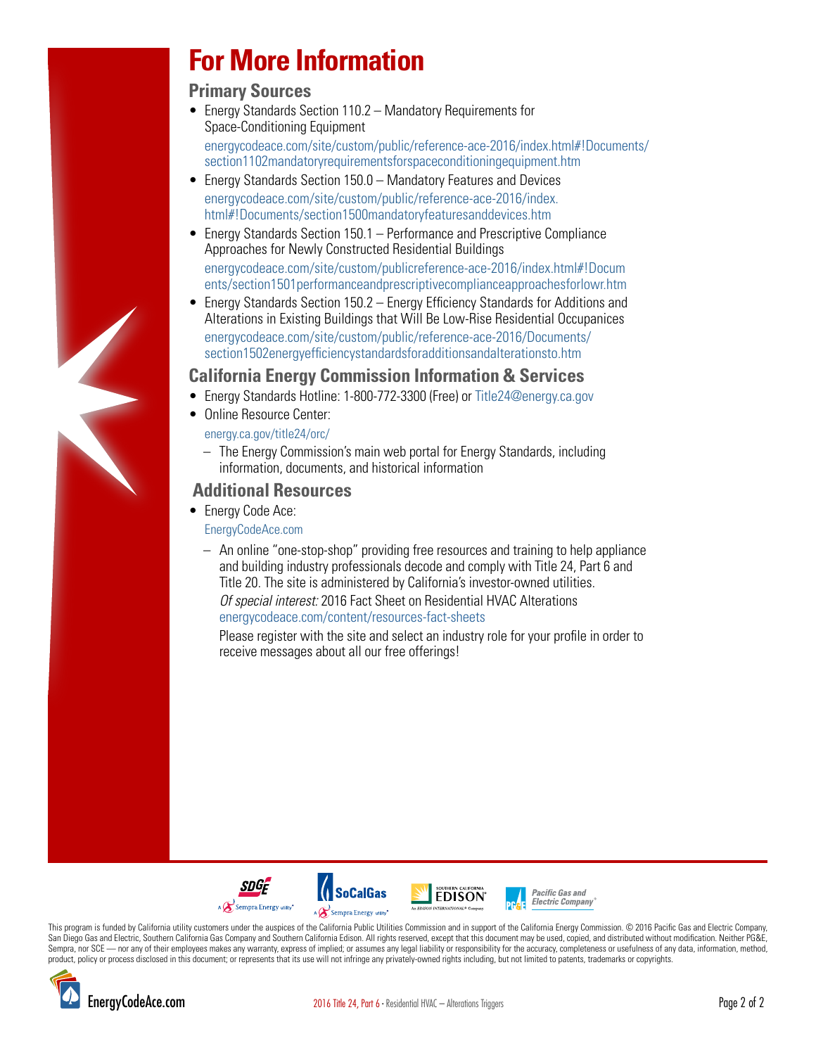# For More Information

## Primary Sources

- Energy Standards Section 110.2 – Mandatory Requirements for Space-Conditioning Equipment
  energycodeace.com/site/custom/public/reference-ace-2016/index.html#!Documents/section1102mandatoryrequirementsforspaceconditioningequipment.htm
- Energy Standards Section 150.0 – Mandatory Features and Devices
  energycodeace.com/site/custom/public/reference-ace-2016/index.html#!Documents/section1500mandatoryfeaturesanddevices.htm
- Energy Standards Section 150.1 – Performance and Prescriptive Compliance Approaches for Newly Constructed Residential Buildings
  energycodeace.com/site/custom/publicreference-ace-2016/index.html#!Documents/section1501performanceandprescriptivecomplianceapproachesforlowr.htm
- Energy Standards Section 150.2 – Energy Efficiency Standards for Additions and Alterations in Existing Buildings that Will Be Low-Rise Residential Occupanices
  energycodeace.com/site/custom/public/reference-ace-2016/Documents/section1502energyefficiencystandardsforadditionsandalterationsto.htm

## California Energy Commission Information & Services

- Energy Standards Hotline: 1-800-772-3300 (Free) or Title24@energy.ca.gov
- Online Resource Center:
  energy.ca.gov/title24/orc/
  - The Energy Commission's main web portal for Energy Standards, including information, documents, and historical information

## Additional Resources

- Energy Code Ace:
  EnergyCodeAce.com
  - An online "one-stop-shop" providing free resources and training to help appliance and building industry professionals decode and comply with Title 24, Part 6 and Title 20. The site is administered by California's investor-owned utilities.

    *Of special interest:* 2016 Fact Sheet on Residential HVAC Alterations
    energycodeace.com/content/resources-fact-sheets

    Please register with the site and select an industry role for your profile in order to receive messages about all our free offerings!

SDGE – A Sempra Energy utility · SoCalGas – A Sempra Energy utility · Southern California Edison – An Edison International Company · PG&E Pacific Gas and Electric Company

This program is funded by California utility customers under the auspices of the California Public Utilities Commission and in support of the California Energy Commission. © 2016 Pacific Gas and Electric Company, San Diego Gas and Electric, Southern California Gas Company and Southern California Edison. All rights reserved, except that this document may be used, copied, and distributed without modification. Neither PG&E, Sempra, nor SCE — nor any of their employees makes any warranty, express of implied; or assumes any legal liability or responsibility for the accuracy, completeness or usefulness of any data, information, method, product, policy or process disclosed in this document; or represents that its use will not infringe any privately-owned rights including, but not limited to patents, trademarks or copyrights.